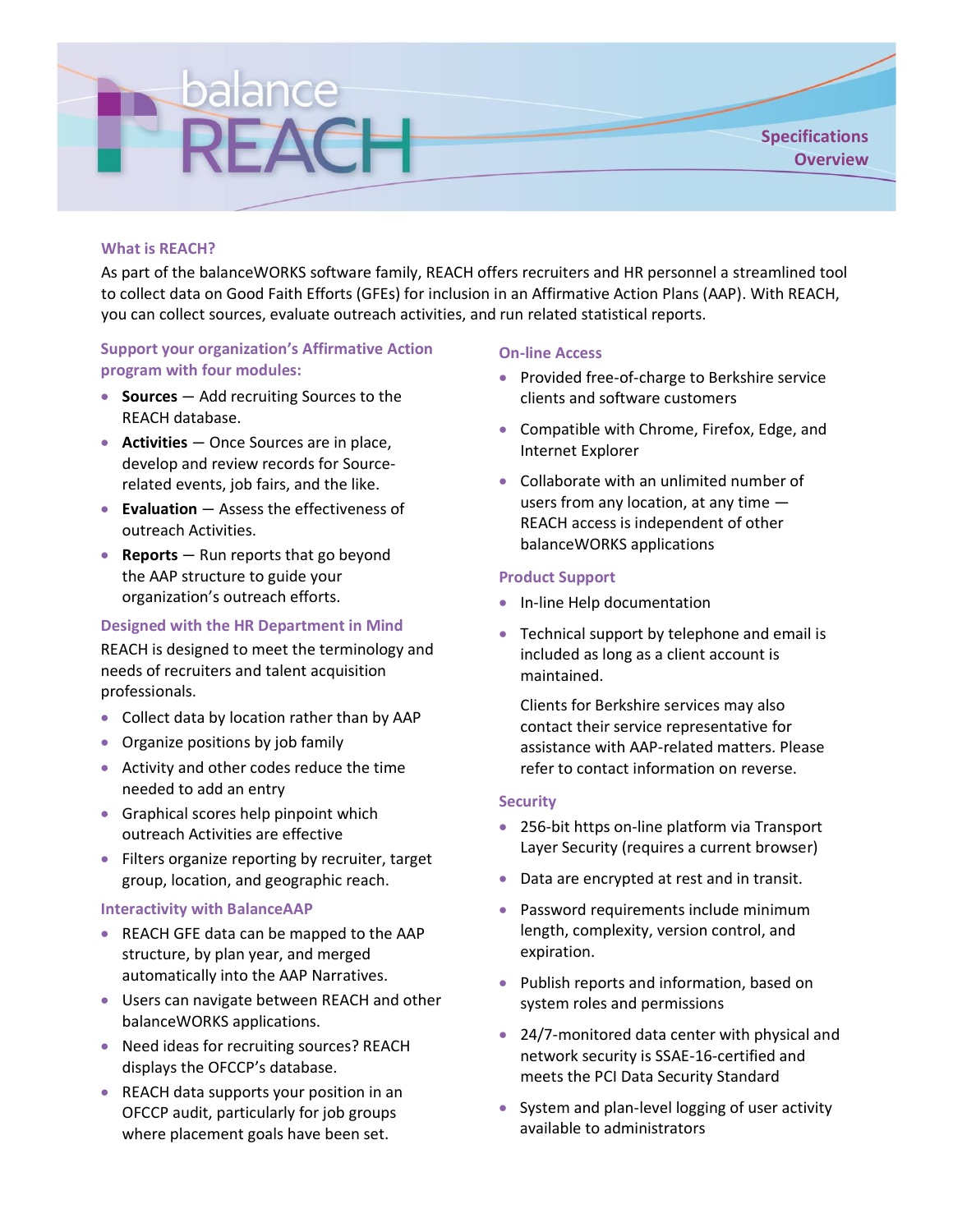# balance REACH

**Specifications Overview**

## What is REACH?

As part of the balanceWORKS software family, REACH offers recruiters and HR personnel a streamlined tool to collect data on Good Faith Efforts (GFEs) for inclusion in an Affirmative Action Plans (AAP). With REACH, you can collect sources, evaluate outreach activities, and run related statistical reports.

### Support your organization's Affirmative Action program with four modules:

- **Sources** — Add recruiting Sources to the REACH database.
- **Activities** — Once Sources are in place, develop and review records for Source-related events, job fairs, and the like.
- **Evaluation** — Assess the effectiveness of outreach Activities.
- **Reports** — Run reports that go beyond the AAP structure to guide your organization's outreach efforts.

### Designed with the HR Department in Mind

REACH is designed to meet the terminology and needs of recruiters and talent acquisition professionals.

- Collect data by location rather than by AAP
- Organize positions by job family
- Activity and other codes reduce the time needed to add an entry
- Graphical scores help pinpoint which outreach Activities are effective
- Filters organize reporting by recruiter, target group, location, and geographic reach.

### Interactivity with BalanceAAP

- REACH GFE data can be mapped to the AAP structure, by plan year, and merged automatically into the AAP Narratives.
- Users can navigate between REACH and other balanceWORKS applications.
- Need ideas for recruiting sources? REACH displays the OFCCP's database.
- REACH data supports your position in an OFCCP audit, particularly for job groups where placement goals have been set.

### On-line Access

- Provided free-of-charge to Berkshire service clients and software customers
- Compatible with Chrome, Firefox, Edge, and Internet Explorer
- Collaborate with an unlimited number of users from any location, at any time — REACH access is independent of other balanceWORKS applications

### Product Support

- In-line Help documentation
- Technical support by telephone and email is included as long as a client account is maintained.

  Clients for Berkshire services may also contact their service representative for assistance with AAP-related matters. Please refer to contact information on reverse.

### Security

- 256-bit https on-line platform via Transport Layer Security (requires a current browser)
- Data are encrypted at rest and in transit.
- Password requirements include minimum length, complexity, version control, and expiration.
- Publish reports and information, based on system roles and permissions
- 24/7-monitored data center with physical and network security is SSAE-16-certified and meets the PCI Data Security Standard
- System and plan-level logging of user activity available to administrators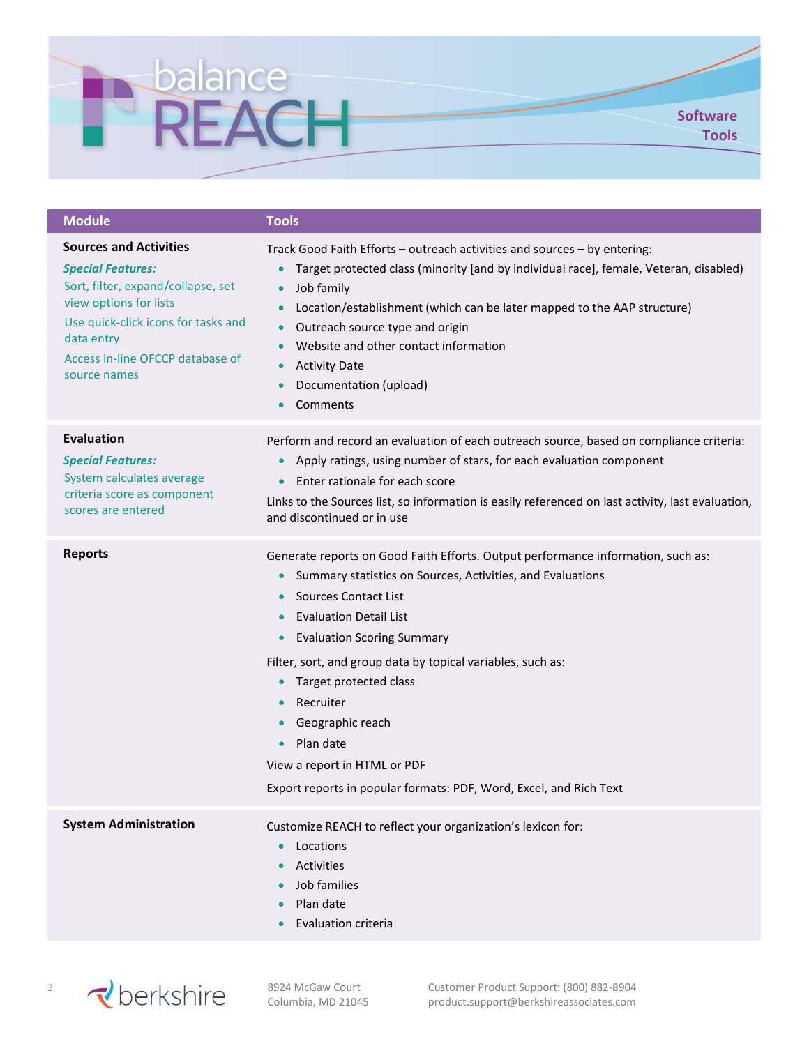balance REACH

Software Tools

| Module | Tools |
|---|---|
| **Sources and Activities**<br>***Special Features:***<br>Sort, filter, expand/collapse, set view options for lists<br>Use quick-click icons for tasks and data entry<br>Access in-line OFCCP database of source names | Track Good Faith Efforts – outreach activities and sources – by entering:<br>• Target protected class (minority [and by individual race], female, Veteran, disabled)<br>• Job family<br>• Location/establishment (which can be later mapped to the AAP structure)<br>• Outreach source type and origin<br>• Website and other contact information<br>• Activity Date<br>• Documentation (upload)<br>• Comments |
| **Evaluation**<br>***Special Features:***<br>System calculates average criteria score as component scores are entered | Perform and record an evaluation of each outreach source, based on compliance criteria:<br>• Apply ratings, using number of stars, for each evaluation component<br>• Enter rationale for each score<br>Links to the Sources list, so information is easily referenced on last activity, last evaluation, and discontinued or in use |
| **Reports** | Generate reports on Good Faith Efforts. Output performance information, such as:<br>• Summary statistics on Sources, Activities, and Evaluations<br>• Sources Contact List<br>• Evaluation Detail List<br>• Evaluation Scoring Summary<br>Filter, sort, and group data by topical variables, such as:<br>• Target protected class<br>• Recruiter<br>• Geographic reach<br>• Plan date<br>View a report in HTML or PDF<br>Export reports in popular formats: PDF, Word, Excel, and Rich Text |
| **System Administration** | Customize REACH to reflect your organization's lexicon for:<br>• Locations<br>• Activities<br>• Job families<br>• Plan date<br>• Evaluation criteria |

berkshire

8924 McGaw Court
Columbia, MD 21045

Customer Product Support: (800) 882-8904
product.support@berkshireassociates.com